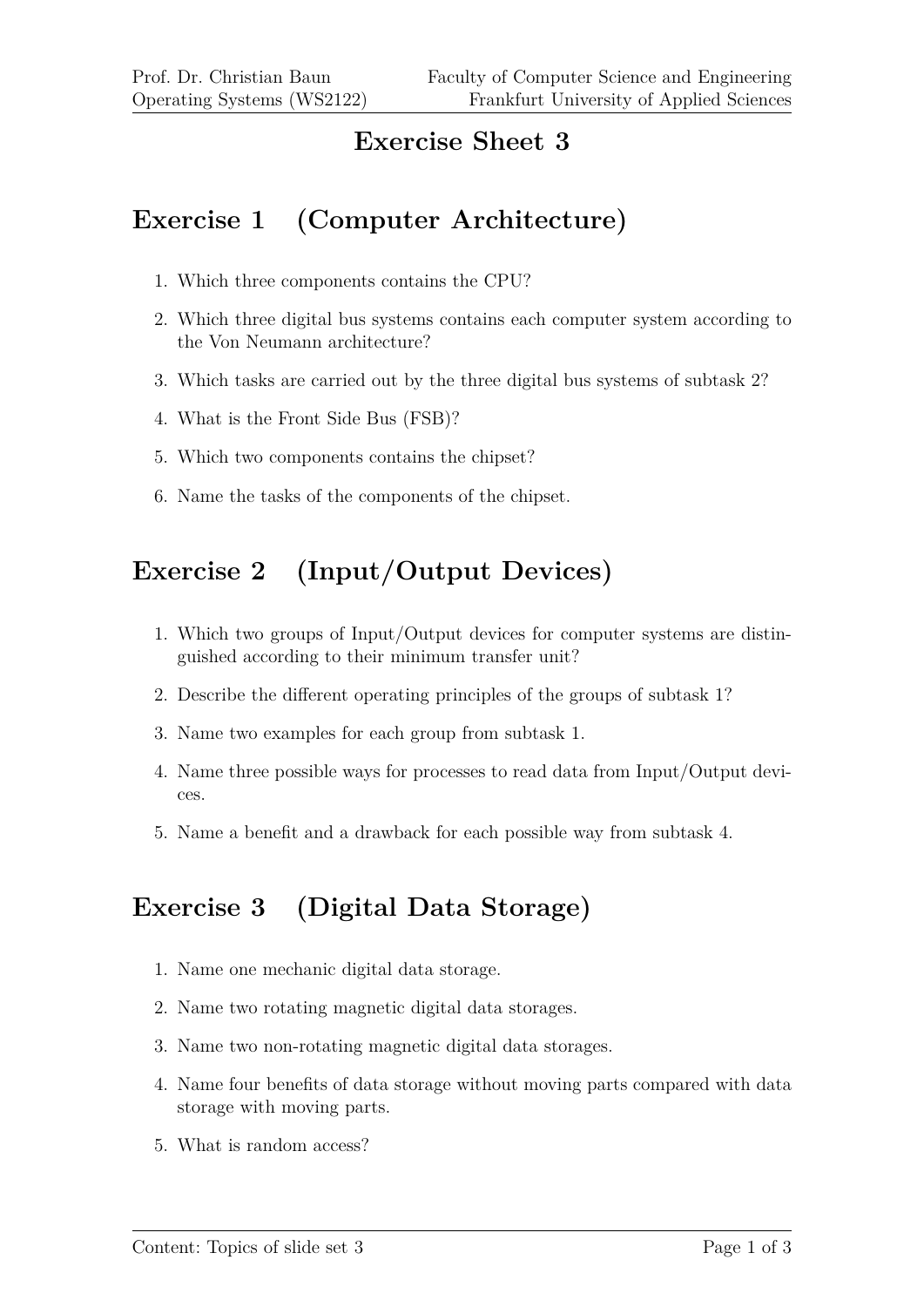# Exercise Sheet 3

## Exercise 1 (Computer Architecture)

1. Which three components contains the CPU?
2. Which three digital bus systems contains each computer system according to the Von Neumann architecture?
3. Which tasks are carried out by the three digital bus systems of subtask 2?
4. What is the Front Side Bus (FSB)?
5. Which two components contains the chipset?
6. Name the tasks of the components of the chipset.

## Exercise 2 (Input/Output Devices)

1. Which two groups of Input/Output devices for computer systems are distinguished according to their minimum transfer unit?
2. Describe the different operating principles of the groups of subtask 1?
3. Name two examples for each group from subtask 1.
4. Name three possible ways for processes to read data from Input/Output devices.
5. Name a benefit and a drawback for each possible way from subtask 4.

## Exercise 3 (Digital Data Storage)

1. Name one mechanic digital data storage.
2. Name two rotating magnetic digital data storages.
3. Name two non-rotating magnetic digital data storages.
4. Name four benefits of data storage without moving parts compared with data storage with moving parts.
5. What is random access?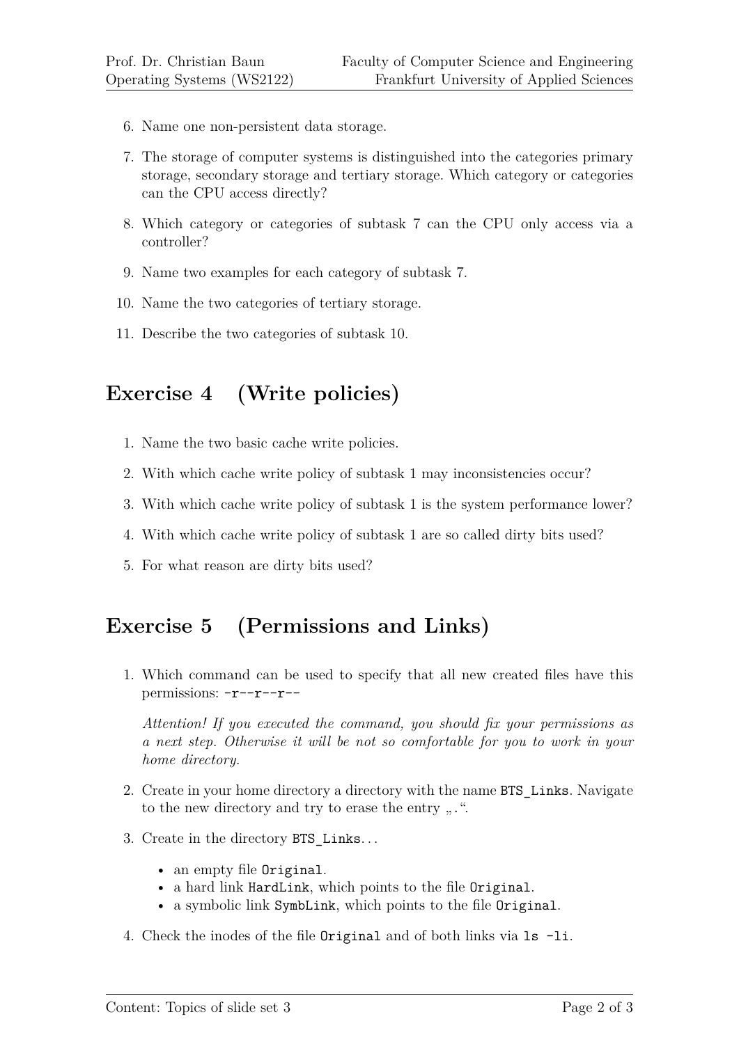6. Name one non-persistent data storage.
7. The storage of computer systems is distinguished into the categories primary storage, secondary storage and tertiary storage. Which category or categories can the CPU access directly?
8. Which category or categories of subtask 7 can the CPU only access via a controller?
9. Name two examples for each category of subtask 7.
10. Name the two categories of tertiary storage.
11. Describe the two categories of subtask 10.

## Exercise 4 (Write policies)

1. Name the two basic cache write policies.
2. With which cache write policy of subtask 1 may inconsistencies occur?
3. With which cache write policy of subtask 1 is the system performance lower?
4. With which cache write policy of subtask 1 are so called dirty bits used?
5. For what reason are dirty bits used?

## Exercise 5 (Permissions and Links)

1. Which command can be used to specify that all new created files have this permissions: `-r--r--r--`

   *Attention! If you executed the command, you should fix your permissions as a next step. Otherwise it will be not so comfortable for you to work in your home directory.*

2. Create in your home directory a directory with the name `BTS_Links`. Navigate to the new directory and try to erase the entry „.“.
3. Create in the directory `BTS_Links`...
   - an empty file `Original`.
   - a hard link `HardLink`, which points to the file `Original`.
   - a symbolic link `SymbLink`, which points to the file `Original`.
4. Check the inodes of the file `Original` and of both links via `ls -li`.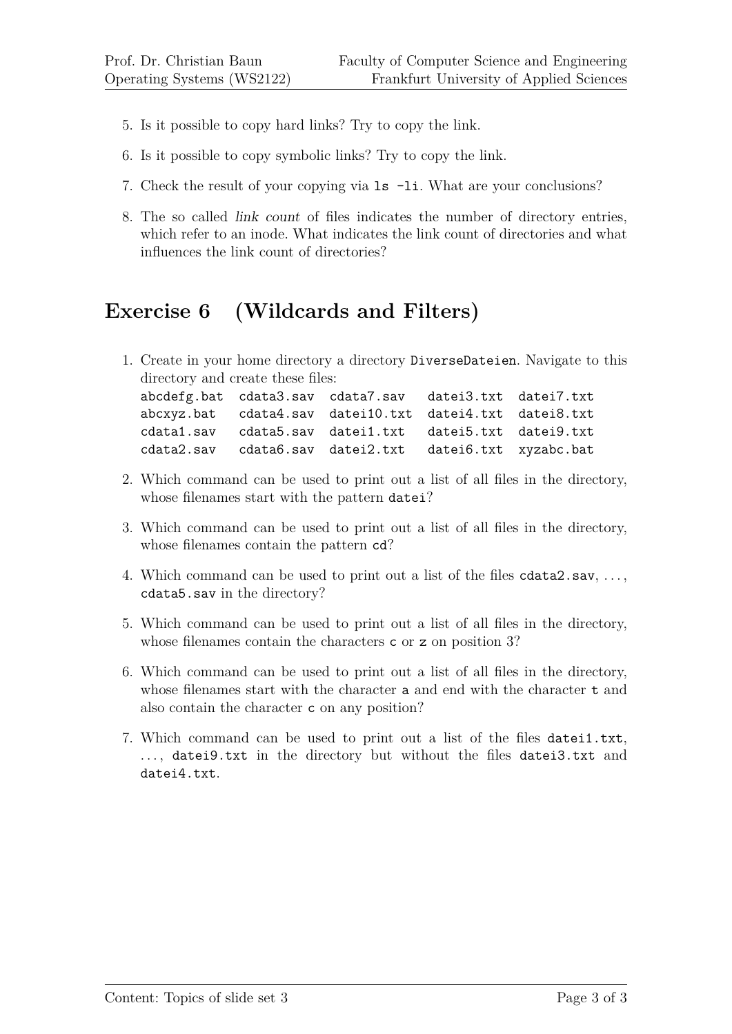5. Is it possible to copy hard links? Try to copy the link.
6. Is it possible to copy symbolic links? Try to copy the link.
7. Check the result of your copying via `ls -li`. What are your conclusions?
8. The so called *link count* of files indicates the number of directory entries, which refer to an inode. What indicates the link count of directories and what influences the link count of directories?

## Exercise 6 (Wildcards and Filters)

1. Create in your home directory a directory `DiverseDateien`. Navigate to this directory and create these files:

   ```
   abcdefg.bat  cdata3.sav  cdata7.sav   datei3.txt  datei7.txt
   abcxyz.bat   cdata4.sav  datei10.txt  datei4.txt  datei8.txt
   cdata1.sav   cdata5.sav  datei1.txt   datei5.txt  datei9.txt
   cdata2.sav   cdata6.sav  datei2.txt   datei6.txt  xyzabc.bat
   ```

2. Which command can be used to print out a list of all files in the directory, whose filenames start with the pattern `datei`?
3. Which command can be used to print out a list of all files in the directory, whose filenames contain the pattern `cd`?
4. Which command can be used to print out a list of the files `cdata2.sav`, ..., `cdata5.sav` in the directory?
5. Which command can be used to print out a list of all files in the directory, whose filenames contain the characters `c` or `z` on position 3?
6. Which command can be used to print out a list of all files in the directory, whose filenames start with the character `a` and end with the character `t` and also contain the character `c` on any position?
7. Which command can be used to print out a list of the files `datei1.txt`, ..., `datei9.txt` in the directory but without the files `datei3.txt` and `datei4.txt`.